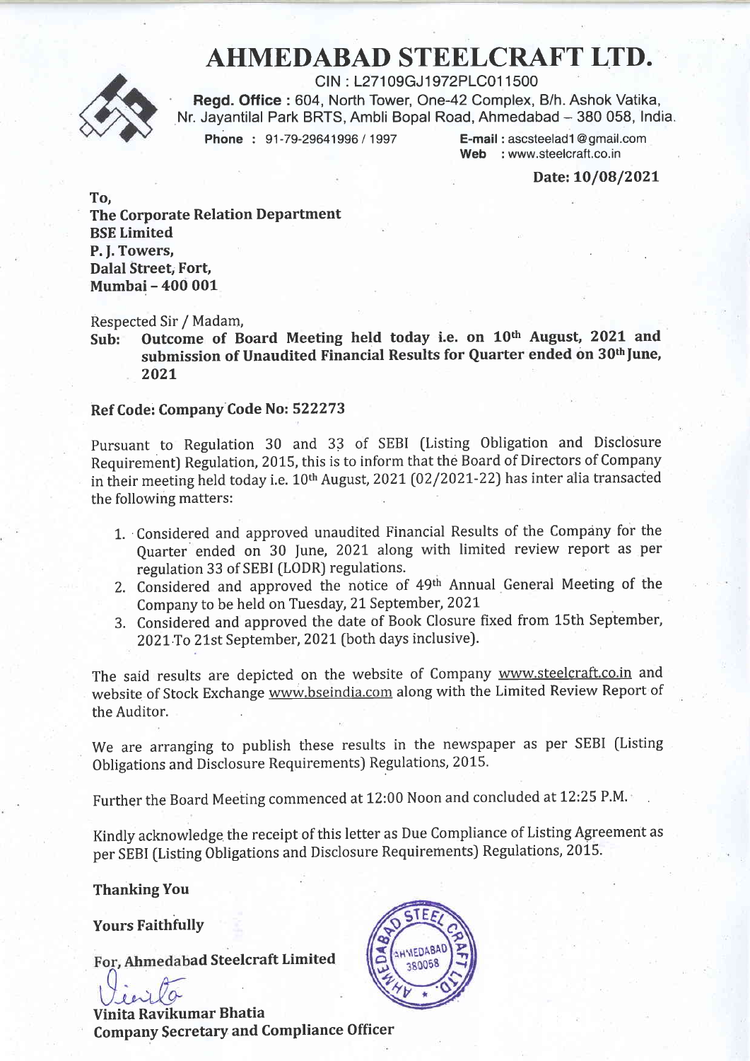# AHMEDABAD STEELCRAFT LTD.

CIN : L27109GJ1972PLC011500

**Regd. Office :** 604, North Tower, One-42 Complex, B/h. Ashok Vatika, Nr. Jayantilal Park BRTS, Ambli Bopal Road, Ahmedabad – 380 058, India.

**Phone** : 91-79-29641996 / 1997 **E-mail** : ascsteelad1@gmail.com
**Web** : www.steelcraft.co.in

**Date: 10/08/2021**

**To,**
**The Corporate Relation Department**
**BSE Limited**
**P. J. Towers,**
**Dalal Street, Fort,**
**Mumbai – 400 001**

Respected Sir / Madam,

**Sub: Outcome of Board Meeting held today i.e. on 10th August, 2021 and submission of Unaudited Financial Results for Quarter ended on 30th June, 2021**

**Ref Code: Company Code No: 522273**

Pursuant to Regulation 30 and 33 of SEBI (Listing Obligation and Disclosure Requirement) Regulation, 2015, this is to inform that the Board of Directors of Company in their meeting held today i.e. 10th August, 2021 (02/2021-22) has inter alia transacted the following matters:

1. Considered and approved unaudited Financial Results of the Company for the Quarter ended on 30 June, 2021 along with limited review report as per regulation 33 of SEBI (LODR) regulations.
2. Considered and approved the notice of 49th Annual General Meeting of the Company to be held on Tuesday, 21 September, 2021
3. Considered and approved the date of Book Closure fixed from 15th September, 2021 To 21st September, 2021 (both days inclusive).

The said results are depicted on the website of Company www.steelcraft.co.in and website of Stock Exchange www.bseindia.com along with the Limited Review Report of the Auditor.

We are arranging to publish these results in the newspaper as per SEBI (Listing Obligations and Disclosure Requirements) Regulations, 2015.

Further the Board Meeting commenced at 12:00 Noon and concluded at 12:25 P.M.

Kindly acknowledge the receipt of this letter as Due Compliance of Listing Agreement as per SEBI (Listing Obligations and Disclosure Requirements) Regulations, 2015.

**Thanking You**

**Yours Faithfully**

**For, Ahmedabad Steelcraft Limited**

**Vinita Ravikumar Bhatia**
**Company Secretary and Compliance Officer**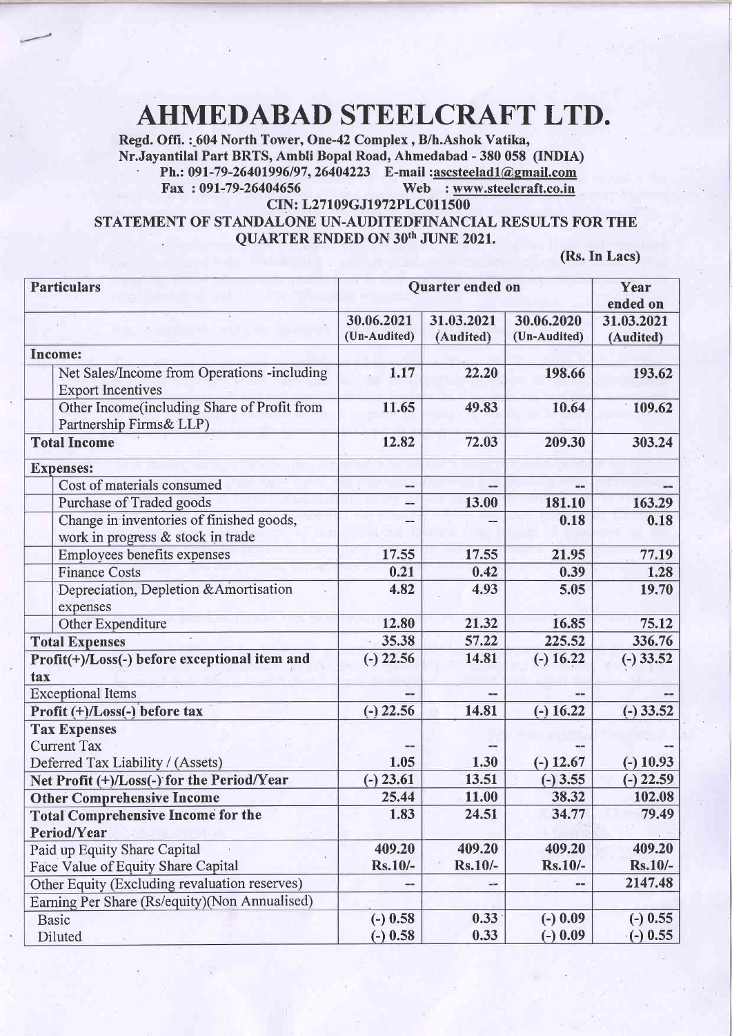# AHMEDABAD STEELCRAFT LTD.

**Regd. Offi. : 604 North Tower, One-42 Complex , B/h.Ashok Vatika, Nr.Jayantilal Part BRTS, Ambli Bopal Road, Ahmedabad - 380 058 (INDIA)**
**Ph.: 091-79-26401996/97, 26404223 E-mail :ascsteelad1@gmail.com**
**Fax : 091-79-26404656 Web : www.steelcraft.co.in**
**CIN: L27109GJ1972PLC011500**

**STATEMENT OF STANDALONE UN-AUDITEDFINANCIAL RESULTS FOR THE QUARTER ENDED ON 30th JUNE 2021.**

**(Rs. In Lacs)**

| Particulars | Quarter ended on | | | Year ended on |
|---|---|---|---|---|
| | 30.06.2021 (Un-Audited) | 31.03.2021 (Audited) | 30.06.2020 (Un-Audited) | 31.03.2021 (Audited) |
| **Income:** | | | | |
| Net Sales/Income from Operations -including Export Incentives | 1.17 | 22.20 | 198.66 | 193.62 |
| Other Income(including Share of Profit from Partnership Firms& LLP) | 11.65 | 49.83 | 10.64 | 109.62 |
| **Total Income** | 12.82 | 72.03 | 209.30 | 303.24 |
| **Expenses:** | | | | |
| Cost of materials consumed | -- | -- | -- | -- |
| Purchase of Traded goods | -- | 13.00 | 181.10 | 163.29 |
| Change in inventories of finished goods, work in progress & stock in trade | -- | -- | 0.18 | 0.18 |
| Employees benefits expenses | 17.55 | 17.55 | 21.95 | 77.19 |
| Finance Costs | 0.21 | 0.42 | 0.39 | 1.28 |
| Depreciation, Depletion &Amortisation expenses | 4.82 | 4.93 | 5.05 | 19.70 |
| Other Expenditure | 12.80 | 21.32 | 16.85 | 75.12 |
| **Total Expenses** | 35.38 | 57.22 | 225.52 | 336.76 |
| **Profit(+)/Loss(-) before exceptional item and tax** | (-) 22.56 | 14.81 | (-) 16.22 | (-) 33.52 |
| Exceptional Items | -- | -- | -- | -- |
| **Profit (+)/Loss(-) before tax** | (-) 22.56 | 14.81 | (-) 16.22 | (-) 33.52 |
| **Tax Expenses** | | | | |
| Current Tax | -- | -- | -- | -- |
| Deferred Tax Liability / (Assets) | 1.05 | 1.30 | (-) 12.67 | (-) 10.93 |
| **Net Profit (+)/Loss(-) for the Period/Year** | (-) 23.61 | 13.51 | (-) 3.55 | (-) 22.59 |
| **Other Comprehensive Income** | 25.44 | 11.00 | 38.32 | 102.08 |
| **Total Comprehensive Income for the Period/Year** | 1.83 | 24.51 | 34.77 | 79.49 |
| Paid up Equity Share Capital | 409.20 | 409.20 | 409.20 | 409.20 |
| Face Value of Equity Share Capital | Rs.10/- | Rs.10/- | Rs.10/- | Rs.10/- |
| Other Equity (Excluding revaluation reserves) | -- | -- | -- | 2147.48 |
| Earning Per Share (Rs/equity)(Non Annualised) | | | | |
| Basic | (-) 0.58 | 0.33 | (-) 0.09 | (-) 0.55 |
| Diluted | (-) 0.58 | 0.33 | (-) 0.09 | (-) 0.55 |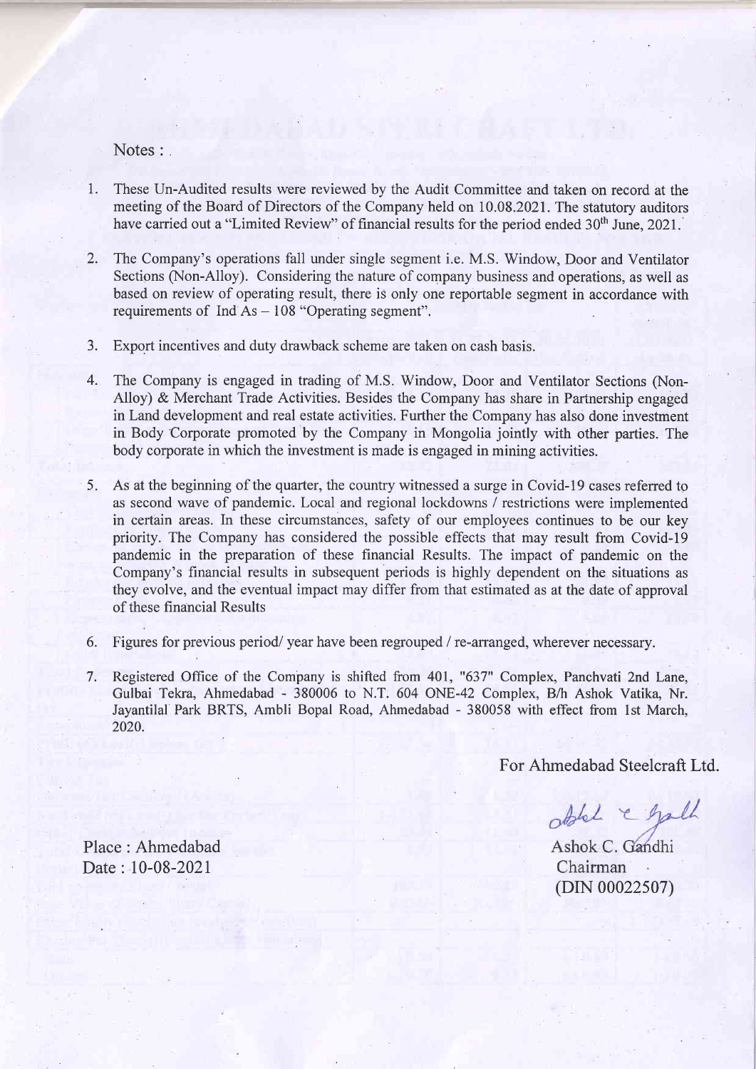Notes :

1. These Un-Audited results were reviewed by the Audit Committee and taken on record at the meeting of the Board of Directors of the Company held on 10.08.2021. The statutory auditors have carried out a "Limited Review" of financial results for the period ended 30th June, 2021.

2. The Company's operations fall under single segment i.e. M.S. Window, Door and Ventilator Sections (Non-Alloy). Considering the nature of company business and operations, as well as based on review of operating result, there is only one reportable segment in accordance with requirements of Ind As – 108 "Operating segment".

3. Export incentives and duty drawback scheme are taken on cash basis.

4. The Company is engaged in trading of M.S. Window, Door and Ventilator Sections (Non-Alloy) & Merchant Trade Activities. Besides the Company has share in Partnership engaged in Land development and real estate activities. Further the Company has also done investment in Body Corporate promoted by the Company in Mongolia jointly with other parties. The body corporate in which the investment is made is engaged in mining activities.

5. As at the beginning of the quarter, the country witnessed a surge in Covid-19 cases referred to as second wave of pandemic. Local and regional lockdowns / restrictions were implemented in certain areas. In these circumstances, safety of our employees continues to be our key priority. The Company has considered the possible effects that may result from Covid-19 pandemic in the preparation of these financial Results. The impact of pandemic on the Company's financial results in subsequent periods is highly dependent on the situations as they evolve, and the eventual impact may differ from that estimated as at the date of approval of these financial Results

6. Figures for previous period/ year have been regrouped / re-arranged, wherever necessary.

7. Registered Office of the Company is shifted from 401, "637" Complex, Panchvati 2nd Lane, Gulbai Tekra, Ahmedabad - 380006 to N.T. 604 ONE-42 Complex, B/h Ashok Vatika, Nr. Jayantilal Park BRTS, Ambli Bopal Road, Ahmedabad - 380058 with effect from 1st March, 2020.

For Ahmedabad Steelcraft Ltd.

Place : Ahmedabad
Date : 10-08-2021

Ashok C. Gandhi
Chairman
(DIN 00022507)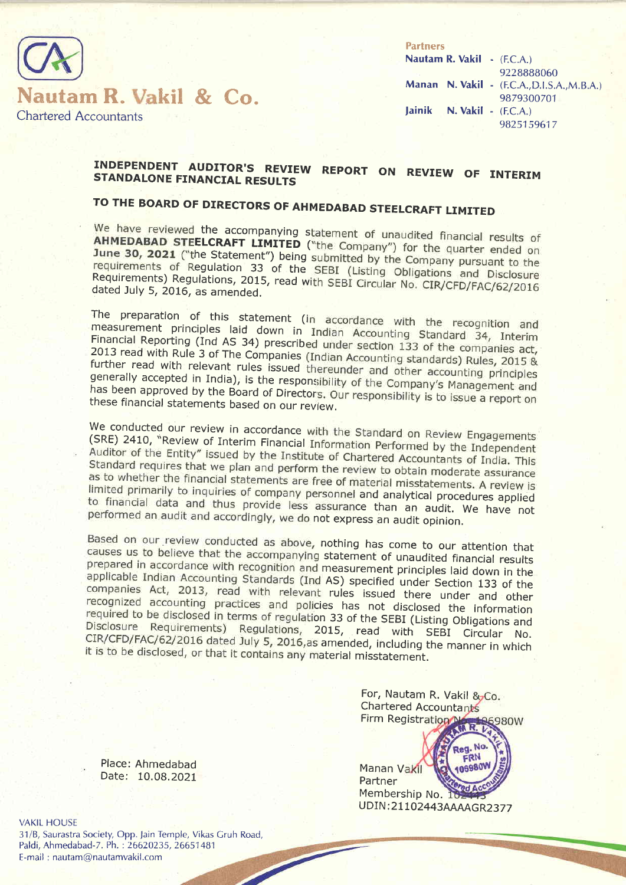# Nautam R. Vakil & Co.

Chartered Accountants

**Partners**

**Nautam R. Vakil** - (F.C.A.) 9228888060

**Manan N. Vakil** - (F.C.A.,D.I.S.A.,M.B.A.) 9879300701

**Jainik N. Vakil** - (F.C.A.) 9825159617

## INDEPENDENT AUDITOR'S REVIEW REPORT ON REVIEW OF INTERIM STANDALONE FINANCIAL RESULTS

## TO THE BOARD OF DIRECTORS OF AHMEDABAD STEELCRAFT LIMITED

We have reviewed the accompanying statement of unaudited financial results of **AHMEDABAD STEELCRAFT LIMITED** ("the Company") for the quarter ended on **June 30, 2021** ("the Statement") being submitted by the Company pursuant to the requirements of Regulation 33 of the SEBI (Listing Obligations and Disclosure Requirements) Regulations, 2015, read with SEBI Circular No. CIR/CFD/FAC/62/2016 dated July 5, 2016, as amended.

The preparation of this statement (in accordance with the recognition and measurement principles laid down in Indian Accounting Standard 34, Interim Financial Reporting (Ind AS 34) prescribed under section 133 of the companies act, 2013 read with Rule 3 of The Companies (Indian Accounting standards) Rules, 2015 & further read with relevant rules issued thereunder and other accounting principles generally accepted in India), is the responsibility of the Company's Management and has been approved by the Board of Directors. Our responsibility is to issue a report on these financial statements based on our review.

We conducted our review in accordance with the Standard on Review Engagements (SRE) 2410, "Review of Interim Financial Information Performed by the Independent Auditor of the Entity" issued by the Institute of Chartered Accountants of India. This Standard requires that we plan and perform the review to obtain moderate assurance as to whether the financial statements are free of material misstatements. A review is limited primarily to inquiries of company personnel and analytical procedures applied to financial data and thus provide less assurance than an audit. We have not performed an audit and accordingly, we do not express an audit opinion.

Based on our review conducted as above, nothing has come to our attention that causes us to believe that the accompanying statement of unaudited financial results prepared in accordance with recognition and measurement principles laid down in the applicable Indian Accounting Standards (Ind AS) specified under Section 133 of the companies Act, 2013, read with relevant rules issued there under and other recognized accounting practices and policies has not disclosed the information required to be disclosed in terms of regulation 33 of the SEBI (Listing Obligations and Disclosure Requirements) Regulations, 2015, read with SEBI Circular No. CIR/CFD/FAC/62/2016 dated July 5, 2016,as amended, including the manner in which it is to be disclosed, or that it contains any material misstatement.

For, Nautam R. Vakil & Co.
Chartered Accountants
Firm Registration No. 106980W

Manan Vakil
Partner
Membership No. 102443
UDIN:21102443AAAAGR2377

Place: Ahmedabad
Date: 10.08.2021

VAKIL HOUSE
31/B, Saurastra Society, Opp. Jain Temple, Vikas Gruh Road,
Paldi, Ahmedabad-7. Ph. : 26620235, 26651481
E-mail : nautam@nautamvakil.com